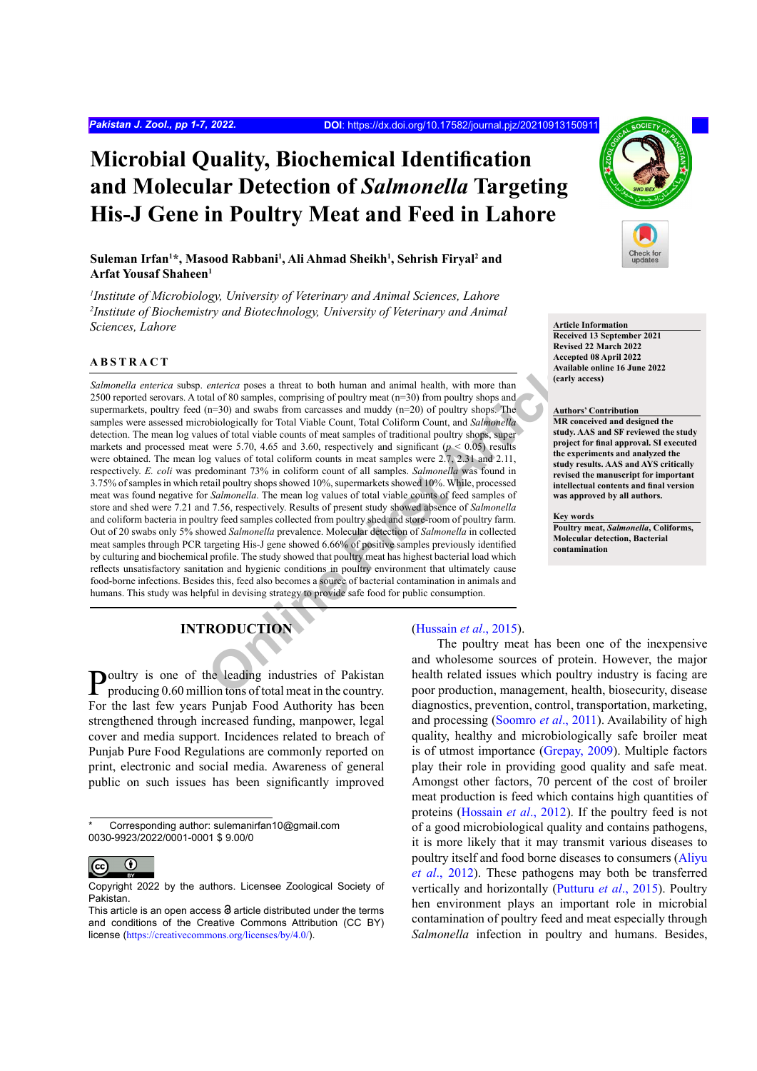# Microbial Quality, Biochemical Identification and Molecular Detection of *Salmonella* Targeting His-J Gene in Poultry Meat and Feed in Lahore

**Suleman Irfan[1]*, Masood Rabbani[1], Ali Ahmad Sheikh[1], Sehrish Firyal[2] and Arfat Yousaf Shaheen[1]**

*[1]Institute of Microbiology, University of Veterinary and Animal Sciences, Lahore*
*[2]Institute of Biochemistry and Biotechnology, University of Veterinary and Animal Sciences, Lahore*

**Article Information**
Received 13 September 2021
Revised 22 March 2022
Accepted 08 April 2022
Available online 16 June 2022 (early access)

**Authors' Contribution**
MR conceived and designed the study. AAS and SF reviewed the study project for final approval. SI executed the experiments and analyzed the study results. AAS and AYS critically revised the manuscript for important intellectual contents and final version was approved by all authors.

**Key words**
Poultry meat, *Salmonella*, Coliforms, Molecular detection, Bacterial contamination

## ABSTRACT

*Salmonella enterica* subsp. *enterica* poses a threat to both human and animal health, with more than 2500 reported serovars. A total of 80 samples, comprising of poultry meat (n=30) from poultry shops and supermarkets, poultry feed (n=30) and swabs from carcasses and muddy (n=20) of poultry shops. The samples were assessed microbiologically for Total Viable Count, Total Coliform Count, and *Salmonella* detection. The mean log values of total viable counts of meat samples of traditional poultry shops, super markets and processed meat were 5.70, 4.65 and 3.60, respectively and significant ($p < 0.05$) results were obtained. The mean log values of total coliform counts in meat samples were 2.7, 2.31 and 2.11, respectively. *E. coli* was predominant 73% in coliform count of all samples. *Salmonella* was found in 3.75% of samples in which retail poultry shops showed 10%, supermarkets showed 10%. While, processed meat was found negative for *Salmonella*. The mean log values of total viable counts of feed samples of store and shed were 7.21 and 7.56, respectively. Results of present study showed absence of *Salmonella* and coliform bacteria in poultry feed samples collected from poultry shed and store-room of poultry farm. Out of 20 swabs only 5% showed *Salmonella* prevalence. Molecular detection of *Salmonella* in collected meat samples through PCR targeting His-J gene showed 6.66% of positive samples previously identified by culturing and biochemical profile. The study showed that poultry meat has highest bacterial load which reflects unsatisfactory sanitation and hygienic conditions in poultry environment that ultimately cause food-borne infections. Besides this, feed also becomes a source of bacterial contamination in animals and humans. This study was helpful in devising strategy to provide safe food for public consumption.

## INTRODUCTION

Poultry is one of the leading industries of Pakistan producing 0.60 million tons of total meat in the country. For the last few years Punjab Food Authority has been strengthened through increased funding, manpower, legal cover and media support. Incidences related to breach of Punjab Pure Food Regulations are commonly reported on print, electronic and social media. Awareness of general public on such issues has been significantly improved (Hussain *et al*., 2015).

The poultry meat has been one of the inexpensive and wholesome sources of protein. However, the major health related issues which poultry industry is facing are poor production, management, health, biosecurity, disease diagnostics, prevention, control, transportation, marketing, and processing (Soomro *et al*., 2011). Availability of high quality, healthy and microbiologically safe broiler meat is of utmost importance (Grepay, 2009). Multiple factors play their role in providing good quality and safe meat. Amongst other factors, 70 percent of the cost of broiler meat production is feed which contains high quantities of proteins (Hossain *et al*., 2012). If the poultry feed is not of a good microbiological quality and contains pathogens, it is more likely that it may transmit various diseases to poultry itself and food borne diseases to consumers (Aliyu *et al*., 2012). These pathogens may both be transferred vertically and horizontally (Putturu *et al*., 2015). Poultry hen environment plays an important role in microbial contamination of poultry feed and meat especially through *Salmonella* infection in poultry and humans. Besides,

\* Corresponding author: sulemanirfan10@gmail.com
0030-9923/2022/0001-0001 $ 9.00/0

Copyright 2022 by the authors. Licensee Zoological Society of Pakistan.
This article is an open access article distributed under the terms and conditions of the Creative Commons Attribution (CC BY) license (https://creativecommons.org/licenses/by/4.0/).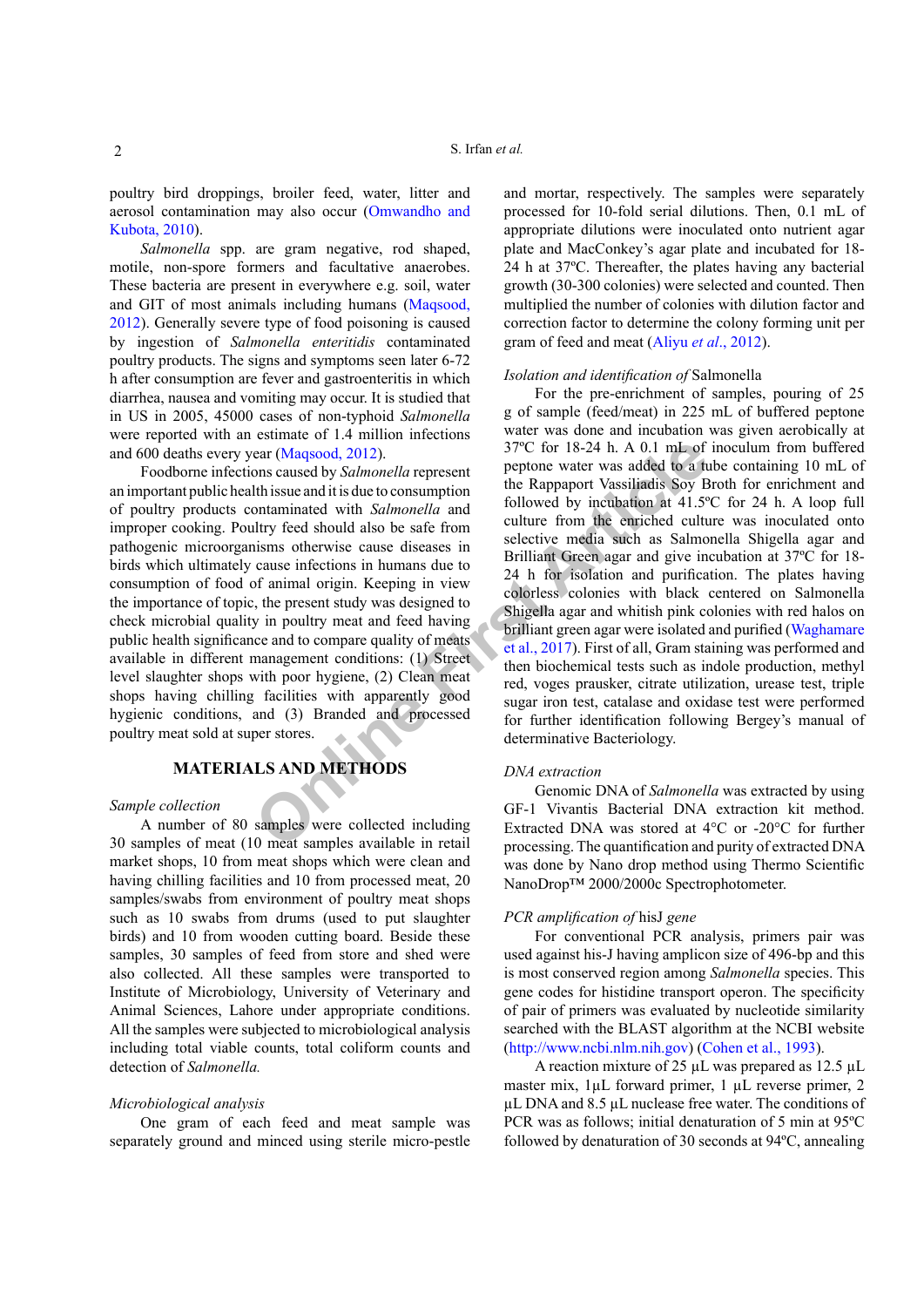poultry bird droppings, broiler feed, water, litter and aerosol contamination may also occur (Omwandho and Kubota, 2010).

*Salmonella* spp. are gram negative, rod shaped, motile, non-spore formers and facultative anaerobes. These bacteria are present in everywhere e.g. soil, water and GIT of most animals including humans (Maqsood, 2012). Generally severe type of food poisoning is caused by ingestion of *Salmonella enteritidis* contaminated poultry products. The signs and symptoms seen later 6-72 h after consumption are fever and gastroenteritis in which diarrhea, nausea and vomiting may occur. It is studied that in US in 2005, 45000 cases of non-typhoid *Salmonella* were reported with an estimate of 1.4 million infections and 600 deaths every year (Maqsood, 2012).

Foodborne infections caused by *Salmonella* represent an important public health issue and it is due to consumption of poultry products contaminated with *Salmonella* and improper cooking. Poultry feed should also be safe from pathogenic microorganisms otherwise cause diseases in birds which ultimately cause infections in humans due to consumption of food of animal origin. Keeping in view the importance of topic, the present study was designed to check microbial quality in poultry meat and feed having public health significance and to compare quality of meats available in different management conditions: (1) Street level slaughter shops with poor hygiene, (2) Clean meat shops having chilling facilities with apparently good hygienic conditions, and (3) Branded and processed poultry meat sold at super stores.

## MATERIALS AND METHODS

### *Sample collection*

A number of 80 samples were collected including 30 samples of meat (10 meat samples available in retail market shops, 10 from meat shops which were clean and having chilling facilities and 10 from processed meat, 20 samples/swabs from environment of poultry meat shops such as 10 swabs from drums (used to put slaughter birds) and 10 from wooden cutting board. Beside these samples, 30 samples of feed from store and shed were also collected. All these samples were transported to Institute of Microbiology, University of Veterinary and Animal Sciences, Lahore under appropriate conditions. All the samples were subjected to microbiological analysis including total viable counts, total coliform counts and detection of *Salmonella.*

### *Microbiological analysis*

One gram of each feed and meat sample was separately ground and minced using sterile micro-pestle and mortar, respectively. The samples were separately processed for 10-fold serial dilutions. Then, 0.1 mL of appropriate dilutions were inoculated onto nutrient agar plate and MacConkey's agar plate and incubated for 18-24 h at 37ºC. Thereafter, the plates having any bacterial growth (30-300 colonies) were selected and counted. Then multiplied the number of colonies with dilution factor and correction factor to determine the colony forming unit per gram of feed and meat (Aliyu *et al*., 2012).

### *Isolation and identification of* Salmonella

For the pre-enrichment of samples, pouring of 25 g of sample (feed/meat) in 225 mL of buffered peptone water was done and incubation was given aerobically at 37ºC for 18-24 h. A 0.1 mL of inoculum from buffered peptone water was added to a tube containing 10 mL of the Rappaport Vassiliadis Soy Broth for enrichment and followed by incubation at 41.5ºC for 24 h. A loop full culture from the enriched culture was inoculated onto selective media such as Salmonella Shigella agar and Brilliant Green agar and give incubation at 37ºC for 18-24 h for isolation and purification. The plates having colorless colonies with black centered on Salmonella Shigella agar and whitish pink colonies with red halos on brilliant green agar were isolated and purified (Waghamare et al., 2017). First of all, Gram staining was performed and then biochemical tests such as indole production, methyl red, voges prausker, citrate utilization, urease test, triple sugar iron test, catalase and oxidase test were performed for further identification following Bergey's manual of determinative Bacteriology.

### *DNA extraction*

Genomic DNA of *Salmonella* was extracted by using GF-1 Vivantis Bacterial DNA extraction kit method. Extracted DNA was stored at 4°C or -20°C for further processing. The quantification and purity of extracted DNA was done by Nano drop method using Thermo Scientific NanoDrop™ 2000/2000c Spectrophotometer.

### *PCR amplification of* hisJ *gene*

For conventional PCR analysis, primers pair was used against his-J having amplicon size of 496-bp and this is most conserved region among *Salmonella* species. This gene codes for histidine transport operon. The specificity of pair of primers was evaluated by nucleotide similarity searched with the BLAST algorithm at the NCBI website (http://www.ncbi.nlm.nih.gov) (Cohen et al., 1993).

A reaction mixture of 25 µL was prepared as 12.5 µL master mix, 1µL forward primer, 1 µL reverse primer, 2 µL DNA and 8.5 µL nuclease free water. The conditions of PCR was as follows; initial denaturation of 5 min at 95ºC followed by denaturation of 30 seconds at 94ºC, annealing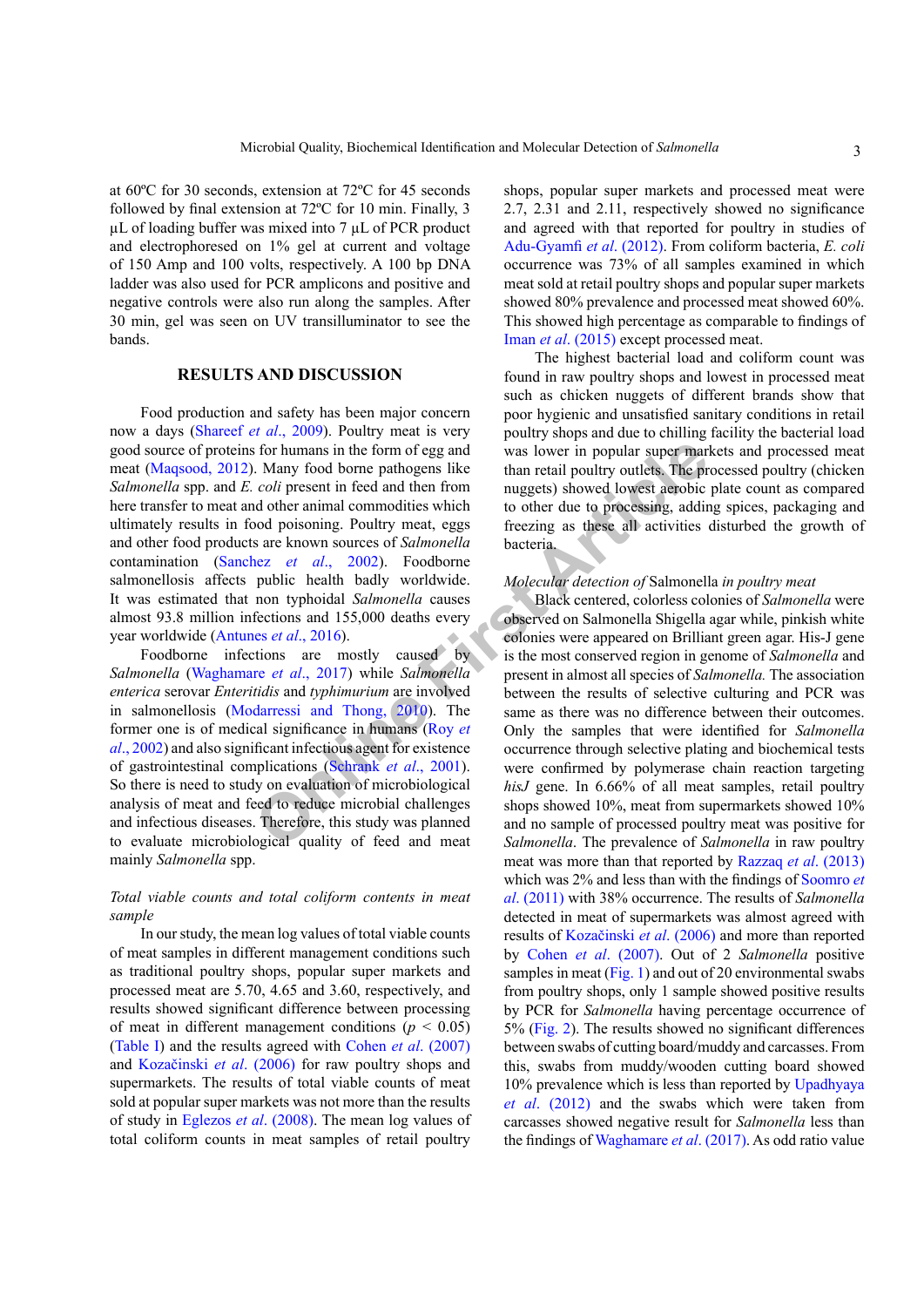at 60ºC for 30 seconds, extension at 72ºC for 45 seconds followed by final extension at 72ºC for 10 min. Finally, 3 µL of loading buffer was mixed into 7 µL of PCR product and electrophoresed on 1% gel at current and voltage of 150 Amp and 100 volts, respectively. A 100 bp DNA ladder was also used for PCR amplicons and positive and negative controls were also run along the samples. After 30 min, gel was seen on UV transilluminator to see the bands.

## RESULTS AND DISCUSSION

Food production and safety has been major concern now a days (Shareef *et al*., 2009). Poultry meat is very good source of proteins for humans in the form of egg and meat (Maqsood, 2012). Many food borne pathogens like *Salmonella* spp. and *E. coli* present in feed and then from here transfer to meat and other animal commodities which ultimately results in food poisoning. Poultry meat, eggs and other food products are known sources of *Salmonella* contamination (Sanchez *et al*., 2002). Foodborne salmonellosis affects public health badly worldwide. It was estimated that non typhoidal *Salmonella* causes almost 93.8 million infections and 155,000 deaths every year worldwide (Antunes *et al*., 2016).

Foodborne infections are mostly caused by *Salmonella* (Waghamare *et al*., 2017) while *Salmonella enterica* serovar *Enteritidis* and *typhimurium* are involved in salmonellosis (Modarressi and Thong, 2010). The former one is of medical significance in humans (Roy *et al*., 2002) and also significant infectious agent for existence of gastrointestinal complications (Schrank *et al*., 2001). So there is need to study on evaluation of microbiological analysis of meat and feed to reduce microbial challenges and infectious diseases. Therefore, this study was planned to evaluate microbiological quality of feed and meat mainly *Salmonella* spp.

### *Total viable counts and total coliform contents in meat sample*

In our study, the mean log values of total viable counts of meat samples in different management conditions such as traditional poultry shops, popular super markets and processed meat are 5.70, 4.65 and 3.60, respectively, and results showed significant difference between processing of meat in different management conditions ($p < 0.05$) (Table I) and the results agreed with Cohen *et al*. (2007) and Kozačinski *et al*. (2006) for raw poultry shops and supermarkets. The results of total viable counts of meat sold at popular super markets was not more than the results of study in Eglezos *et al*. (2008). The mean log values of total coliform counts in meat samples of retail poultry shops, popular super markets and processed meat were 2.7, 2.31 and 2.11, respectively showed no significance and agreed with that reported for poultry in studies of Adu-Gyamfi *et al*. (2012). From coliform bacteria, *E. coli* occurrence was 73% of all samples examined in which meat sold at retail poultry shops and popular super markets showed 80% prevalence and processed meat showed 60%. This showed high percentage as comparable to findings of Iman *et al*. (2015) except processed meat.

The highest bacterial load and coliform count was found in raw poultry shops and lowest in processed meat such as chicken nuggets of different brands show that poor hygienic and unsatisfied sanitary conditions in retail poultry shops and due to chilling facility the bacterial load was lower in popular super markets and processed meat than retail poultry outlets. The processed poultry (chicken nuggets) showed lowest aerobic plate count as compared to other due to processing, adding spices, packaging and freezing as these all activities disturbed the growth of bacteria.

### *Molecular detection of* Salmonella *in poultry meat*

Black centered, colorless colonies of *Salmonella* were observed on Salmonella Shigella agar while, pinkish white colonies were appeared on Brilliant green agar. His-J gene is the most conserved region in genome of *Salmonella* and present in almost all species of *Salmonella.* The association between the results of selective culturing and PCR was same as there was no difference between their outcomes. Only the samples that were identified for *Salmonella* occurrence through selective plating and biochemical tests were confirmed by polymerase chain reaction targeting *hisJ* gene. In 6.66% of all meat samples, retail poultry shops showed 10%, meat from supermarkets showed 10% and no sample of processed poultry meat was positive for *Salmonella*. The prevalence of *Salmonella* in raw poultry meat was more than that reported by Razzaq *et al*. (2013) which was 2% and less than with the findings of Soomro *et al*. (2011) with 38% occurrence. The results of *Salmonella* detected in meat of supermarkets was almost agreed with results of Kozačinski *et al*. (2006) and more than reported by Cohen *et al*. (2007). Out of 2 *Salmonella* positive samples in meat (Fig. 1) and out of 20 environmental swabs from poultry shops, only 1 sample showed positive results by PCR for *Salmonella* having percentage occurrence of 5% (Fig. 2). The results showed no significant differences between swabs of cutting board/muddy and carcasses. From this, swabs from muddy/wooden cutting board showed 10% prevalence which is less than reported by Upadhyaya *et al*. (2012) and the swabs which were taken from carcasses showed negative result for *Salmonella* less than the findings of Waghamare *et al*. (2017). As odd ratio value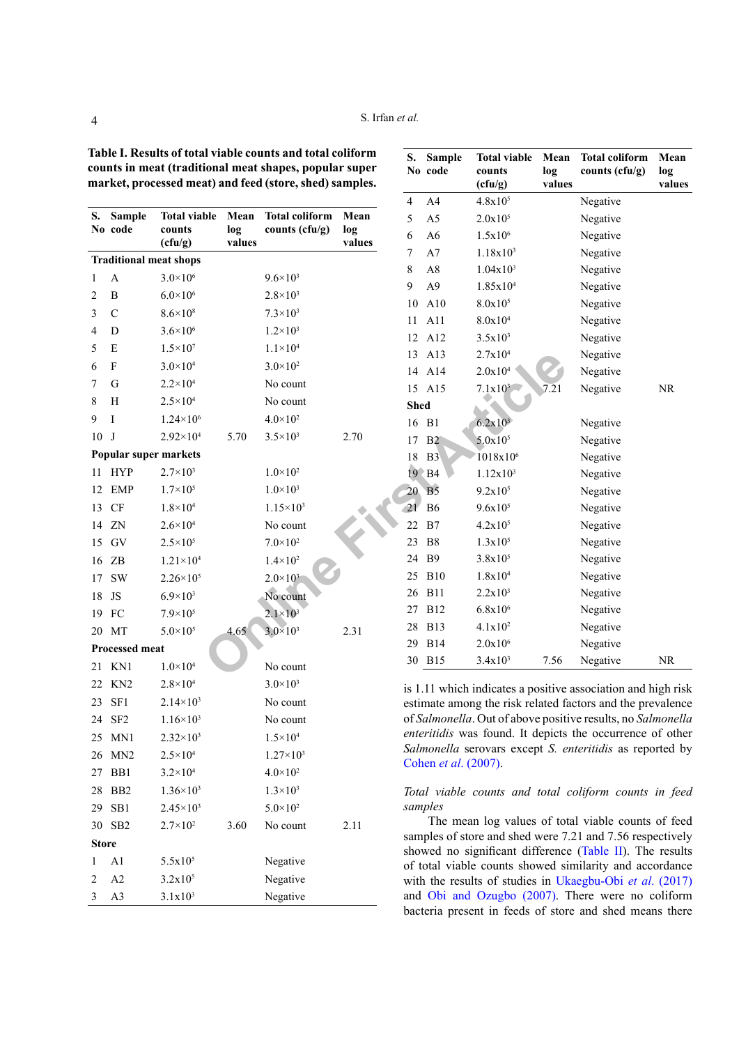**Table I. Results of total viable counts and total coliform counts in meat (traditional meat shapes, popular super market, processed meat) and feed (store, shed) samples.**

| S. No | Sample code | Total viable counts (cfu/g) | Mean log values | Total coliform counts (cfu/g) | Mean log values |
|---|---|---|---|---|---|
| **Traditional meat shops** | | | | | |
| 1 | A | $3.0\times10^6$ | | $9.6\times10^3$ | |
| 2 | B | $6.0\times10^6$ | | $2.8\times10^3$ | |
| 3 | C | $8.6\times10^8$ | | $7.3\times10^3$ | |
| 4 | D | $3.6\times10^6$ | | $1.2\times10^3$ | |
| 5 | E | $1.5\times10^7$ | | $1.1\times10^4$ | |
| 6 | F | $3.0\times10^4$ | | $3.0\times10^2$ | |
| 7 | G | $2.2\times10^4$ | | No count | |
| 8 | H | $2.5\times10^4$ | | No count | |
| 9 | I | $1.24\times10^6$ | | $4.0\times10^2$ | |
| 10 | J | $2.92\times10^4$ | 5.70 | $3.5\times10^3$ | 2.70 |
| **Popular super markets** | | | | | |
| 11 | HYP | $2.7\times10^3$ | | $1.0\times10^2$ | |
| 12 | EMP | $1.7\times10^5$ | | $1.0\times10^3$ | |
| 13 | CF | $1.8\times10^4$ | | $1.15\times10^3$ | |
| 14 | ZN | $2.6\times10^4$ | | No count | |
| 15 | GV | $2.5\times10^5$ | | $7.0\times10^2$ | |
| 16 | ZB | $1.21\times10^4$ | | $1.4\times10^2$ | |
| 17 | SW | $2.26\times10^5$ | | $2.0\times10^3$ | |
| 18 | JS | $6.9\times10^3$ | | No count | |
| 19 | FC | $7.9\times10^5$ | | $2.1\times10^3$ | |
| 20 | MT | $5.0\times10^5$ | 4.65 | $3.0\times10^3$ | 2.31 |
| **Processed meat** | | | | | |
| 21 | KN1 | $1.0\times10^4$ | | No count | |
| 22 | KN2 | $2.8\times10^4$ | | $3.0\times10^3$ | |
| 23 | SF1 | $2.14\times10^3$ | | No count | |
| 24 | SF2 | $1.16\times10^3$ | | No count | |
| 25 | MN1 | $2.32\times10^3$ | | $1.5\times10^4$ | |
| 26 | MN2 | $2.5\times10^4$ | | $1.27\times10^3$ | |
| 27 | BB1 | $3.2\times10^4$ | | $4.0\times10^2$ | |
| 28 | BB2 | $1.36\times10^3$ | | $1.3\times10^3$ | |
| 29 | SB1 | $2.45\times10^3$ | | $5.0\times10^2$ | |
| 30 | SB2 | $2.7\times10^2$ | 3.60 | No count | 2.11 |
| **Store** | | | | | |
| 1 | A1 | $5.5\times10^5$ | | Negative | |
| 2 | A2 | $3.2\times10^5$ | | Negative | |
| 3 | A3 | $3.1\times10^3$ | | Negative | |
| 4 | A4 | $4.8\times10^5$ | | Negative | |
| 5 | A5 | $2.0\times10^5$ | | Negative | |
| 6 | A6 | $1.5\times10^6$ | | Negative | |
| 7 | A7 | $1.18\times10^3$ | | Negative | |
| 8 | A8 | $1.04\times10^3$ | | Negative | |
| 9 | A9 | $1.85\times10^4$ | | Negative | |
| 10 | A10 | $8.0\times10^5$ | | Negative | |
| 11 | A11 | $8.0\times10^4$ | | Negative | |
| 12 | A12 | $3.5\times10^3$ | | Negative | |
| 13 | A13 | $2.7\times10^4$ | | Negative | |
| 14 | A14 | $2.0\times10^4$ | | Negative | |
| 15 | A15 | $7.1\times10^3$ | 7.21 | Negative | NR |
| **Shed** | | | | | |
| 16 | B1 | $6.2\times10^3$ | | Negative | |
| 17 | B2 | $5.0\times10^5$ | | Negative | |
| 18 | B3 | $1018\times10^6$ | | Negative | |
| 19 | B4 | $1.12\times10^3$ | | Negative | |
| 20 | B5 | $9.2\times10^5$ | | Negative | |
| 21 | B6 | $9.6\times10^5$ | | Negative | |
| 22 | B7 | $4.2\times10^5$ | | Negative | |
| 23 | B8 | $1.3\times10^5$ | | Negative | |
| 24 | B9 | $3.8\times10^5$ | | Negative | |
| 25 | B10 | $1.8\times10^4$ | | Negative | |
| 26 | B11 | $2.2\times10^3$ | | Negative | |
| 27 | B12 | $6.8\times10^6$ | | Negative | |
| 28 | B13 | $4.1\times10^2$ | | Negative | |
| 29 | B14 | $2.0\times10^6$ | | Negative | |
| 30 | B15 | $3.4\times10^3$ | 7.56 | Negative | NR |

is 1.11 which indicates a positive association and high risk estimate among the risk related factors and the prevalence of *Salmonella*. Out of above positive results, no *Salmonella enteritidis* was found. It depicts the occurrence of other *Salmonella* serovars except *S. enteritidis* as reported by Cohen *et al*. (2007).

*Total viable counts and total coliform counts in feed samples*

The mean log values of total viable counts of feed samples of store and shed were 7.21 and 7.56 respectively showed no significant difference (Table II). The results of total viable counts showed similarity and accordance with the results of studies in Ukaegbu-Obi *et al*. (2017) and Obi and Ozugbo (2007). There were no coliform bacteria present in feeds of store and shed means there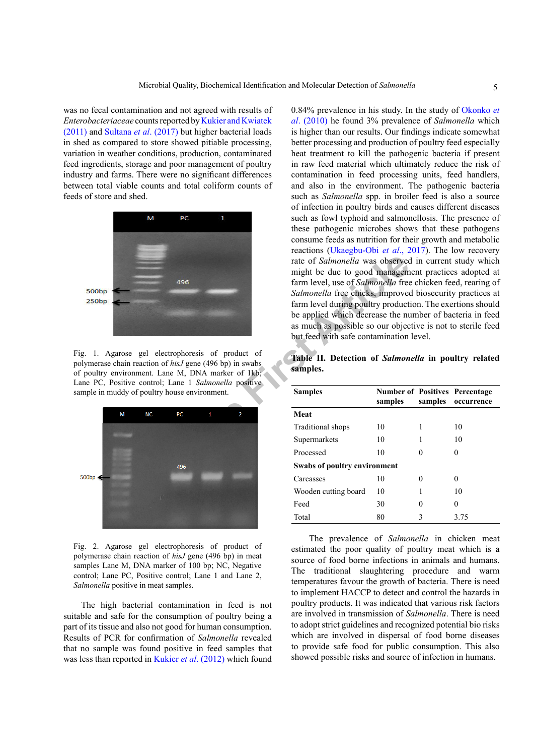was no fecal contamination and not agreed with results of *Enterobacteriaceae* counts reported by Kukier and Kwiatek (2011) and Sultana *et al*. (2017) but higher bacterial loads in shed as compared to store showed pitiable processing, variation in weather conditions, production, contaminated feed ingredients, storage and poor management of poultry industry and farms. There were no significant differences between total viable counts and total coliform counts of feeds of store and shed.

Fig. 1. Agarose gel electrophoresis of product of polymerase chain reaction of *hisJ* gene (496 bp) in swabs of poultry environment. Lane M, DNA marker of 1kb; Lane PC, Positive control; Lane 1 *Salmonella* positive sample in muddy of poultry house environment.

Fig. 2. Agarose gel electrophoresis of product of polymerase chain reaction of *hisJ* gene (496 bp) in meat samples Lane M, DNA marker of 100 bp; NC, Negative control; Lane PC, Positive control; Lane 1 and Lane 2, *Salmonella* positive in meat samples.

The high bacterial contamination in feed is not suitable and safe for the consumption of poultry being a part of its tissue and also not good for human consumption. Results of PCR for confirmation of *Salmonella* revealed that no sample was found positive in feed samples that was less than reported in Kukier *et al*. (2012) which found 0.84% prevalence in his study. In the study of Okonko *et al*. (2010) he found 3% prevalence of *Salmonella* which is higher than our results. Our findings indicate somewhat better processing and production of poultry feed especially heat treatment to kill the pathogenic bacteria if present in raw feed material which ultimately reduce the risk of contamination in feed processing units, feed handlers, and also in the environment. The pathogenic bacteria such as *Salmonella* spp. in broiler feed is also a source of infection in poultry birds and causes different diseases such as fowl typhoid and salmonellosis. The presence of these pathogenic microbes shows that these pathogens consume feeds as nutrition for their growth and metabolic reactions (Ukaegbu-Obi *et al*., 2017). The low recovery rate of *Salmonella* was observed in current study which might be due to good management practices adopted at farm level, use of *Salmonella* free chicken feed, rearing of *Salmonella* free chicks, improved biosecurity practices at farm level during poultry production. The exertions should be applied which decrease the number of bacteria in feed as much as possible so our objective is not to sterile feed but feed with safe contamination level.

**Table II. Detection of *Salmonella* in poultry related samples.**

| Samples | Number of samples | Positives samples | Percentage occurrence |
|---|---|---|---|
| **Meat** | | | |
| Traditional shops | 10 | 1 | 10 |
| Supermarkets | 10 | 1 | 10 |
| Processed | 10 | 0 | 0 |
| **Swabs of poultry environment** | | | |
| Carcasses | 10 | 0 | 0 |
| Wooden cutting board | 10 | 1 | 10 |
| Feed | 30 | 0 | 0 |
| Total | 80 | 3 | 3.75 |

The prevalence of *Salmonella* in chicken meat estimated the poor quality of poultry meat which is a source of food borne infections in animals and humans. The traditional slaughtering procedure and warm temperatures favour the growth of bacteria. There is need to implement HACCP to detect and control the hazards in poultry products. It was indicated that various risk factors are involved in transmission of *Salmonella*. There is need to adopt strict guidelines and recognized potential bio risks which are involved in dispersal of food borne diseases to provide safe food for public consumption. This also showed possible risks and source of infection in humans.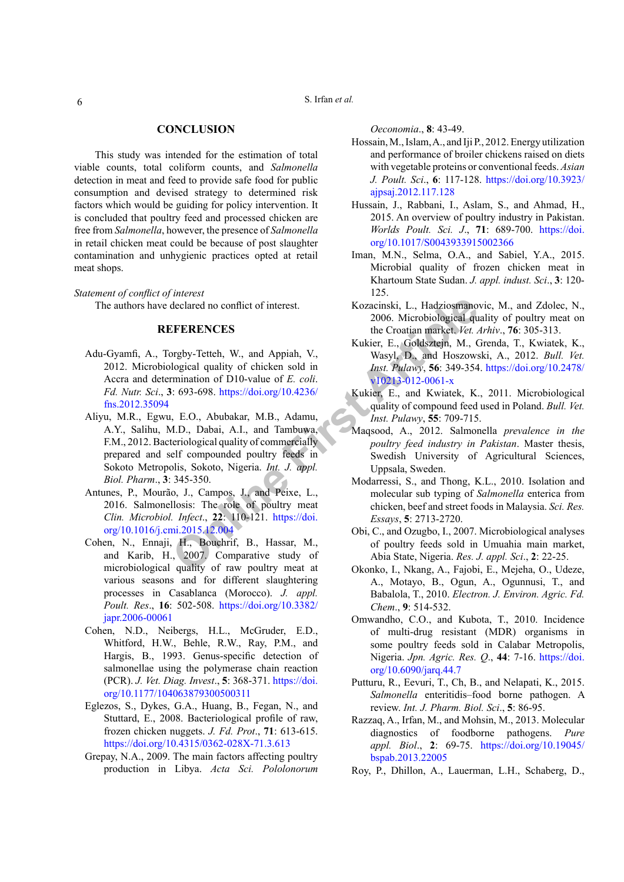## CONCLUSION

This study was intended for the estimation of total viable counts, total coliform counts, and *Salmonella* detection in meat and feed to provide safe food for public consumption and devised strategy to determined risk factors which would be guiding for policy intervention. It is concluded that poultry feed and processed chicken are free from *Salmonella*, however, the presence of *Salmonella* in retail chicken meat could be because of post slaughter contamination and unhygienic practices opted at retail meat shops.

*Statement of conflict of interest*

The authors have declared no conflict of interest.

## REFERENCES

Adu-Gyamfi, A., Torgby-Tetteh, W., and Appiah, V., 2012. Microbiological quality of chicken sold in Accra and determination of D10-value of *E. coli*. *Fd. Nutr. Sci*., **3**: 693-698. https://doi.org/10.4236/fns.2012.35094

Aliyu, M.R., Egwu, E.O., Abubakar, M.B., Adamu, A.Y., Salihu, M.D., Dabai, A.I., and Tambuwa, F.M., 2012. Bacteriological quality of commercially prepared and self compounded poultry feeds in Sokoto Metropolis, Sokoto, Nigeria. *Int. J. appl. Biol. Pharm*., **3**: 345-350.

Antunes, P., Mourão, J., Campos, J., and Peixe, L., 2016. Salmonellosis: The role of poultry meat *Clin. Microbiol. Infect*., **22**: 110-121. https://doi.org/10.1016/j.cmi.2015.12.004

Cohen, N., Ennaji, H., Bouchrif, B., Hassar, M., and Karib, H., 2007. Comparative study of microbiological quality of raw poultry meat at various seasons and for different slaughtering processes in Casablanca (Morocco). *J. appl. Poult. Res*., **16**: 502-508. https://doi.org/10.3382/japr.2006-00061

Cohen, N.D., Neibergs, H.L., McGruder, E.D., Whitford, H.W., Behle, R.W., Ray, P.M., and Hargis, B., 1993. Genus-specific detection of salmonellae using the polymerase chain reaction (PCR). *J. Vet. Diag. Invest*., **5**: 368-371. https://doi.org/10.1177/104063879300500311

Eglezos, S., Dykes, G.A., Huang, B., Fegan, N., and Stuttard, E., 2008. Bacteriological profile of raw, frozen chicken nuggets. *J. Fd. Prot*., **71**: 613-615. https://doi.org/10.4315/0362-028X-71.3.613

Grepay, N.A., 2009. The main factors affecting poultry production in Libya. *Acta Sci. Pololonorum Oeconomia*., **8**: 43-49.

Hossain, M., Islam, A., and Iji P., 2012. Energy utilization and performance of broiler chickens raised on diets with vegetable proteins or conventional feeds. *Asian J. Poult. Sci*., **6**: 117-128. https://doi.org/10.3923/ajpsaj.2012.117.128

Hussain, J., Rabbani, I., Aslam, S., and Ahmad, H., 2015. An overview of poultry industry in Pakistan. *Worlds Poult. Sci. J*., **71**: 689-700. https://doi.org/10.1017/S0043933915002366

Iman, M.N., Selma, O.A., and Sabiel, Y.A., 2015. Microbial quality of frozen chicken meat in Khartoum State Sudan. *J. appl. indust. Sci*., **3**: 120-125.

Kozacinski, L., Hadziosmanovic, M., and Zdolec, N., 2006. Microbiological quality of poultry meat on the Croatian market. *Vet. Arhiv*., **76**: 305-313.

Kukier, E., Goldsztejn, M., Grenda, T., Kwiatek, K., Wasyl, D., and Hoszowski, A., 2012. *Bull. Vet. Inst. Pulawy*, **56**: 349-354. https://doi.org/10.2478/v10213-012-0061-x

Kukier, E., and Kwiatek, K., 2011. Microbiological quality of compound feed used in Poland. *Bull. Vet. Inst. Pulawy*, **55**: 709-715.

Maqsood, A., 2012. Salmonella *prevalence in the poultry feed industry in Pakistan*. Master thesis, Swedish University of Agricultural Sciences, Uppsala, Sweden.

Modarressi, S., and Thong, K.L., 2010. Isolation and molecular sub typing of *Salmonella* enterica from chicken, beef and street foods in Malaysia. *Sci. Res. Essays*, **5**: 2713-2720.

Obi, C., and Ozugbo, I., 2007. Microbiological analyses of poultry feeds sold in Umuahia main market, Abia State, Nigeria. *Res. J. appl. Sci*., **2**: 22-25.

Okonko, I., Nkang, A., Fajobi, E., Mejeha, O., Udeze, A., Motayo, B., Ogun, A., Ogunnusi, T., and Babalola, T., 2010. *Electron. J. Environ. Agric. Fd. Chem*., **9**: 514-532.

Omwandho, C.O., and Kubota, T., 2010. Incidence of multi-drug resistant (MDR) organisms in some poultry feeds sold in Calabar Metropolis, Nigeria. *Jpn. Agric. Res. Q*., **44**: 7-16. https://doi.org/10.6090/jarq.44.7

Putturu, R., Eevuri, T., Ch, B., and Nelapati, K., 2015. *Salmonella* enteritidis–food borne pathogen. A review. *Int. J. Pharm. Biol. Sci*., **5**: 86-95.

Razzaq, A., Irfan, M., and Mohsin, M., 2013. Molecular diagnostics of foodborne pathogens. *Pure appl. Biol*., **2**: 69-75. https://doi.org/10.19045/bspab.2013.22005

Roy, P., Dhillon, A., Lauerman, L.H., Schaberg, D.,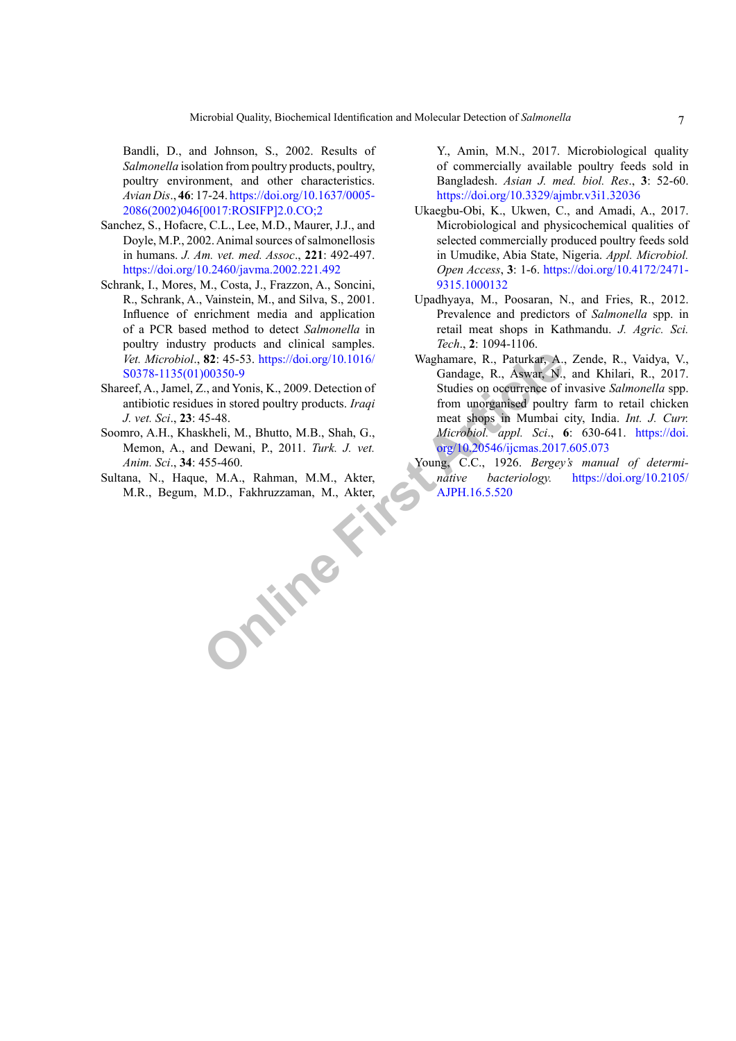Bandli, D., and Johnson, S., 2002. Results of *Salmonella* isolation from poultry products, poultry, poultry environment, and other characteristics. *Avian Dis*., **46**: 17-24. https://doi.org/10.1637/0005-2086(2002)046[0017:ROSIFP]2.0.CO;2

Sanchez, S., Hofacre, C.L., Lee, M.D., Maurer, J.J., and Doyle, M.P., 2002. Animal sources of salmonellosis in humans. *J. Am. vet. med. Assoc*., **221**: 492-497. https://doi.org/10.2460/javma.2002.221.492

Schrank, I., Mores, M., Costa, J., Frazzon, A., Soncini, R., Schrank, A., Vainstein, M., and Silva, S., 2001. Influence of enrichment media and application of a PCR based method to detect *Salmonella* in poultry industry products and clinical samples. *Vet. Microbiol*., **82**: 45-53. https://doi.org/10.1016/S0378-1135(01)00350-9

Shareef, A., Jamel, Z., and Yonis, K., 2009. Detection of antibiotic residues in stored poultry products. *Iraqi J. vet. Sci*., **23**: 45-48.

Soomro, A.H., Khaskheli, M., Bhutto, M.B., Shah, G., Memon, A., and Dewani, P., 2011. *Turk. J. vet. Anim. Sci*., **34**: 455-460.

Sultana, N., Haque, M.A., Rahman, M.M., Akter, M.R., Begum, M.D., Fakhruzzaman, M., Akter, Y., Amin, M.N., 2017. Microbiological quality of commercially available poultry feeds sold in Bangladesh. *Asian J. med. biol. Res*., **3**: 52-60. https://doi.org/10.3329/ajmbr.v3i1.32036

Ukaegbu-Obi, K., Ukwen, C., and Amadi, A., 2017. Microbiological and physicochemical qualities of selected commercially produced poultry feeds sold in Umudike, Abia State, Nigeria. *Appl. Microbiol. Open Access*, **3**: 1-6. https://doi.org/10.4172/2471-9315.1000132

Upadhyaya, M., Poosaran, N., and Fries, R., 2012. Prevalence and predictors of *Salmonella* spp. in retail meat shops in Kathmandu. *J. Agric. Sci. Tech*., **2**: 1094-1106.

Waghamare, R., Paturkar, A., Zende, R., Vaidya, V., Gandage, R., Aswar, N., and Khilari, R., 2017. Studies on occurrence of invasive *Salmonella* spp. from unorganised poultry farm to retail chicken meat shops in Mumbai city, India. *Int. J. Curr. Microbiol. appl. Sci*., **6**: 630-641. https://doi.org/10.20546/ijcmas.2017.605.073

Young, C.C., 1926. *Bergey's manual of determinative bacteriology.* https://doi.org/10.2105/AJPH.16.5.520